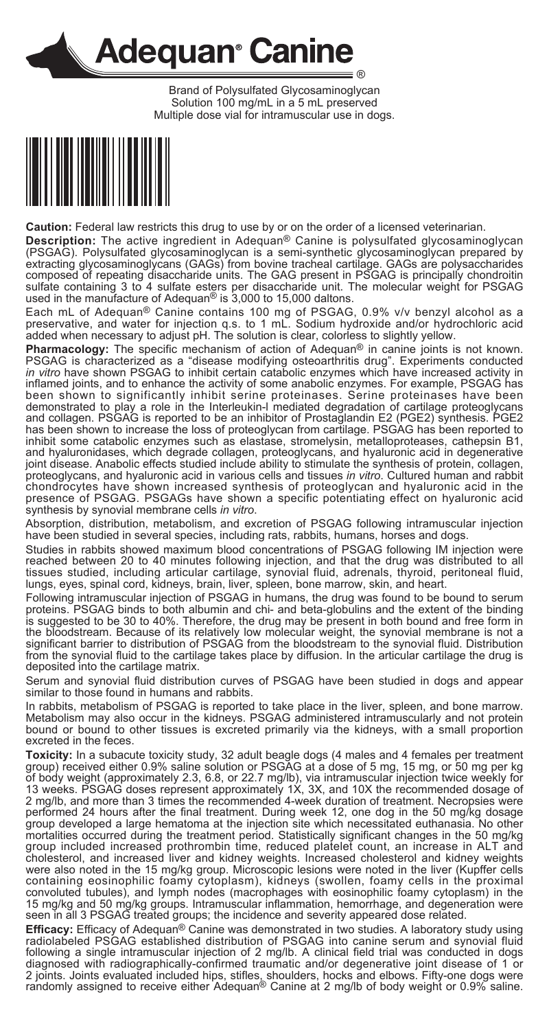# Adequan® Canine

Brand of Polysulfated Glycosaminoglycan
Solution 100 mg/mL in a 5 mL preserved
Multiple dose vial for intramuscular use in dogs.

**Caution:** Federal law restricts this drug to use by or on the order of a licensed veterinarian.

**Description:** The active ingredient in Adequan® Canine is polysulfated glycosaminoglycan (PSGAG). Polysulfated glycosaminoglycan is a semi-synthetic glycosaminoglycan prepared by extracting glycosaminoglycans (GAGs) from bovine tracheal cartilage. GAGs are polysaccharides composed of repeating disaccharide units. The GAG present in PSGAG is principally chondroitin sulfate containing 3 to 4 sulfate esters per disaccharide unit. The molecular weight for PSGAG used in the manufacture of Adequan® is 3,000 to 15,000 daltons.

Each mL of Adequan® Canine contains 100 mg of PSGAG, 0.9% v/v benzyl alcohol as a preservative, and water for injection q.s. to 1 mL. Sodium hydroxide and/or hydrochloric acid added when necessary to adjust pH. The solution is clear, colorless to slightly yellow.

**Pharmacology:** The specific mechanism of action of Adequan® in canine joints is not known. PSGAG is characterized as a "disease modifying osteoarthritis drug". Experiments conducted *in vitro* have shown PSGAG to inhibit certain catabolic enzymes which have increased activity in inflamed joints, and to enhance the activity of some anabolic enzymes. For example, PSGAG has been shown to significantly inhibit serine proteinases. Serine proteinases have been demonstrated to play a role in the Interleukin-I mediated degradation of cartilage proteoglycans and collagen. PSGAG is reported to be an inhibitor of Prostaglandin E2 (PGE2) synthesis. PGE2 has been shown to increase the loss of proteoglycan from cartilage. PSGAG has been reported to inhibit some catabolic enzymes such as elastase, stromelysin, metalloproteases, cathepsin B1, and hyaluronidases, which degrade collagen, proteoglycans, and hyaluronic acid in degenerative joint disease. Anabolic effects studied include ability to stimulate the synthesis of protein, collagen, proteoglycans, and hyaluronic acid in various cells and tissues *in vitro*. Cultured human and rabbit chondrocytes have shown increased synthesis of proteoglycan and hyaluronic acid in the presence of PSGAG. PSGAGs have shown a specific potentiating effect on hyaluronic acid synthesis by synovial membrane cells *in vitro*.

Absorption, distribution, metabolism, and excretion of PSGAG following intramuscular injection have been studied in several species, including rats, rabbits, humans, horses and dogs.

Studies in rabbits showed maximum blood concentrations of PSGAG following IM injection were reached between 20 to 40 minutes following injection, and that the drug was distributed to all tissues studied, including articular cartilage, synovial fluid, adrenals, thyroid, peritoneal fluid, lungs, eyes, spinal cord, kidneys, brain, liver, spleen, bone marrow, skin, and heart.

Following intramuscular injection of PSGAG in humans, the drug was found to be bound to serum proteins. PSGAG binds to both albumin and chi- and beta-globulins and the extent of the binding is suggested to be 30 to 40%. Therefore, the drug may be present in both bound and free form in the bloodstream. Because of its relatively low molecular weight, the synovial membrane is not a significant barrier to distribution of PSGAG from the bloodstream to the synovial fluid. Distribution from the synovial fluid to the cartilage takes place by diffusion. In the articular cartilage the drug is deposited into the cartilage matrix.

Serum and synovial fluid distribution curves of PSGAG have been studied in dogs and appear similar to those found in humans and rabbits.

In rabbits, metabolism of PSGAG is reported to take place in the liver, spleen, and bone marrow. Metabolism may also occur in the kidneys. PSGAG administered intramuscularly and not protein bound or bound to other tissues is excreted primarily via the kidneys, with a small proportion excreted in the feces.

**Toxicity:** In a subacute toxicity study, 32 adult beagle dogs (4 males and 4 females per treatment group) received either 0.9% saline solution or PSGAG at a dose of 5 mg, 15 mg, or 50 mg per kg of body weight (approximately 2.3, 6.8, or 22.7 mg/lb), via intramuscular injection twice weekly for 13 weeks. PSGAG doses represent approximately 1X, 3X, and 10X the recommended dosage of 2 mg/lb, and more than 3 times the recommended 4-week duration of treatment. Necropsies were performed 24 hours after the final treatment. During week 12, one dog in the 50 mg/kg dosage group developed a large hematoma at the injection site which necessitated euthanasia. No other mortalities occurred during the treatment period. Statistically significant changes in the 50 mg/kg group included increased prothrombin time, reduced platelet count, an increase in ALT and cholesterol, and increased liver and kidney weights. Increased cholesterol and kidney weights were also noted in the 15 mg/kg group. Microscopic lesions were noted in the liver (Kupffer cells containing eosinophilic foamy cytoplasm), kidneys (swollen, foamy cells in the proximal convoluted tubules), and lymph nodes (macrophages with eosinophilic foamy cytoplasm) in the 15 mg/kg and 50 mg/kg groups. Intramuscular inflammation, hemorrhage, and degeneration were seen in all 3 PSGAG treated groups; the incidence and severity appeared dose related.

**Efficacy:** Efficacy of Adequan® Canine was demonstrated in two studies. A laboratory study using radiolabeled PSGAG established distribution of PSGAG into canine serum and synovial fluid following a single intramuscular injection of 2 mg/lb. A clinical field trial was conducted in dogs diagnosed with radiographically-confirmed traumatic and/or degenerative joint disease of 1 or 2 joints. Joints evaluated included hips, stifles, shoulders, hocks and elbows. Fifty-one dogs were randomly assigned to receive either Adequan® Canine at 2 mg/lb of body weight or 0.9% saline.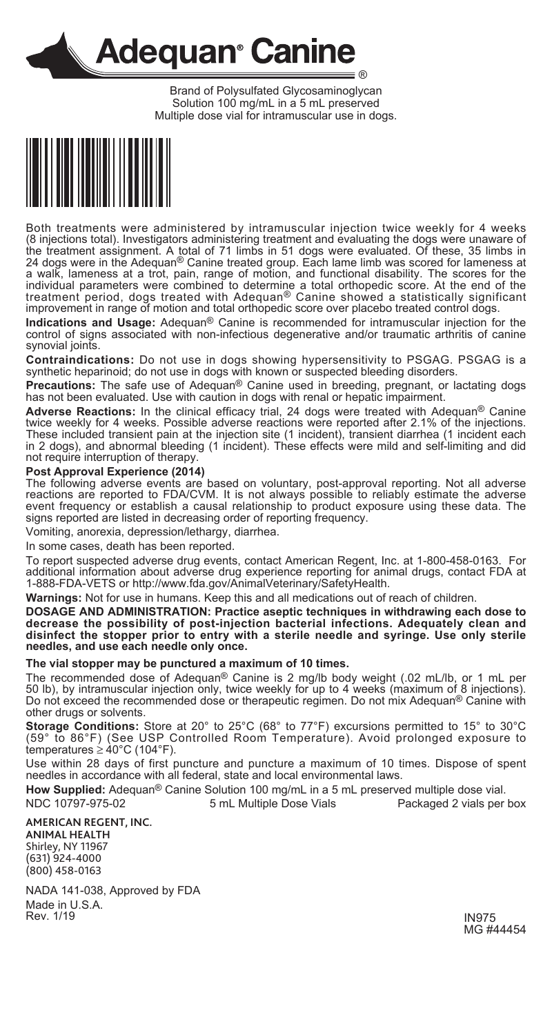# Adequan® Canine

Brand of Polysulfated Glycosaminoglycan
Solution 100 mg/mL in a 5 mL preserved
Multiple dose vial for intramuscular use in dogs.

Both treatments were administered by intramuscular injection twice weekly for 4 weeks (8 injections total). Investigators administering treatment and evaluating the dogs were unaware of the treatment assignment. A total of 71 limbs in 51 dogs were evaluated. Of these, 35 limbs in 24 dogs were in the Adequan® Canine treated group. Each lame limb was scored for lameness at a walk, lameness at a trot, pain, range of motion, and functional disability. The scores for the individual parameters were combined to determine a total orthopedic score. At the end of the treatment period, dogs treated with Adequan® Canine showed a statistically significant improvement in range of motion and total orthopedic score over placebo treated control dogs.

**Indications and Usage:** Adequan® Canine is recommended for intramuscular injection for the control of signs associated with non-infectious degenerative and/or traumatic arthritis of canine synovial joints.

**Contraindications:** Do not use in dogs showing hypersensitivity to PSGAG. PSGAG is a synthetic heparinoid; do not use in dogs with known or suspected bleeding disorders.

**Precautions:** The safe use of Adequan® Canine used in breeding, pregnant, or lactating dogs has not been evaluated. Use with caution in dogs with renal or hepatic impairment.

**Adverse Reactions:** In the clinical efficacy trial, 24 dogs were treated with Adequan® Canine twice weekly for 4 weeks. Possible adverse reactions were reported after 2.1% of the injections. These included transient pain at the injection site (1 incident), transient diarrhea (1 incident each in 2 dogs), and abnormal bleeding (1 incident). These effects were mild and self-limiting and did not require interruption of therapy.

**Post Approval Experience (2014)**

The following adverse events are based on voluntary, post-approval reporting. Not all adverse reactions are reported to FDA/CVM. It is not always possible to reliably estimate the adverse event frequency or establish a causal relationship to product exposure using these data. The signs reported are listed in decreasing order of reporting frequency.

Vomiting, anorexia, depression/lethargy, diarrhea.

In some cases, death has been reported.

To report suspected adverse drug events, contact American Regent, Inc. at 1-800-458-0163. For additional information about adverse drug experience reporting for animal drugs, contact FDA at 1-888-FDA-VETS or http://www.fda.gov/AnimalVeterinary/SafetyHealth.

**Warnings:** Not for use in humans. Keep this and all medications out of reach of children.

**DOSAGE AND ADMINISTRATION: Practice aseptic techniques in withdrawing each dose to decrease the possibility of post-injection bacterial infections. Adequately clean and disinfect the stopper prior to entry with a sterile needle and syringe. Use only sterile needles, and use each needle only once.**

**The vial stopper may be punctured a maximum of 10 times.**

The recommended dose of Adequan® Canine is 2 mg/lb body weight (.02 mL/lb, or 1 mL per 50 lb), by intramuscular injection only, twice weekly for up to 4 weeks (maximum of 8 injections). Do not exceed the recommended dose or therapeutic regimen. Do not mix Adequan® Canine with other drugs or solvents.

**Storage Conditions:** Store at 20° to 25°C (68° to 77°F) excursions permitted to 15° to 30°C (59° to 86°F) (See USP Controlled Room Temperature). Avoid prolonged exposure to temperatures ≥ 40°C (104°F).

Use within 28 days of first puncture and puncture a maximum of 10 times. Dispose of spent needles in accordance with all federal, state and local environmental laws.

**How Supplied:** Adequan® Canine Solution 100 mg/mL in a 5 mL preserved multiple dose vial.

NDC 10797-975-02 5 mL Multiple Dose Vials Packaged 2 vials per box

**AMERICAN REGENT, INC.**
**ANIMAL HEALTH**
Shirley, NY 11967
(631) 924-4000
(800) 458-0163

NADA 141-038, Approved by FDA
Made in U.S.A.
Rev. 1/19

IN975
MG #44454